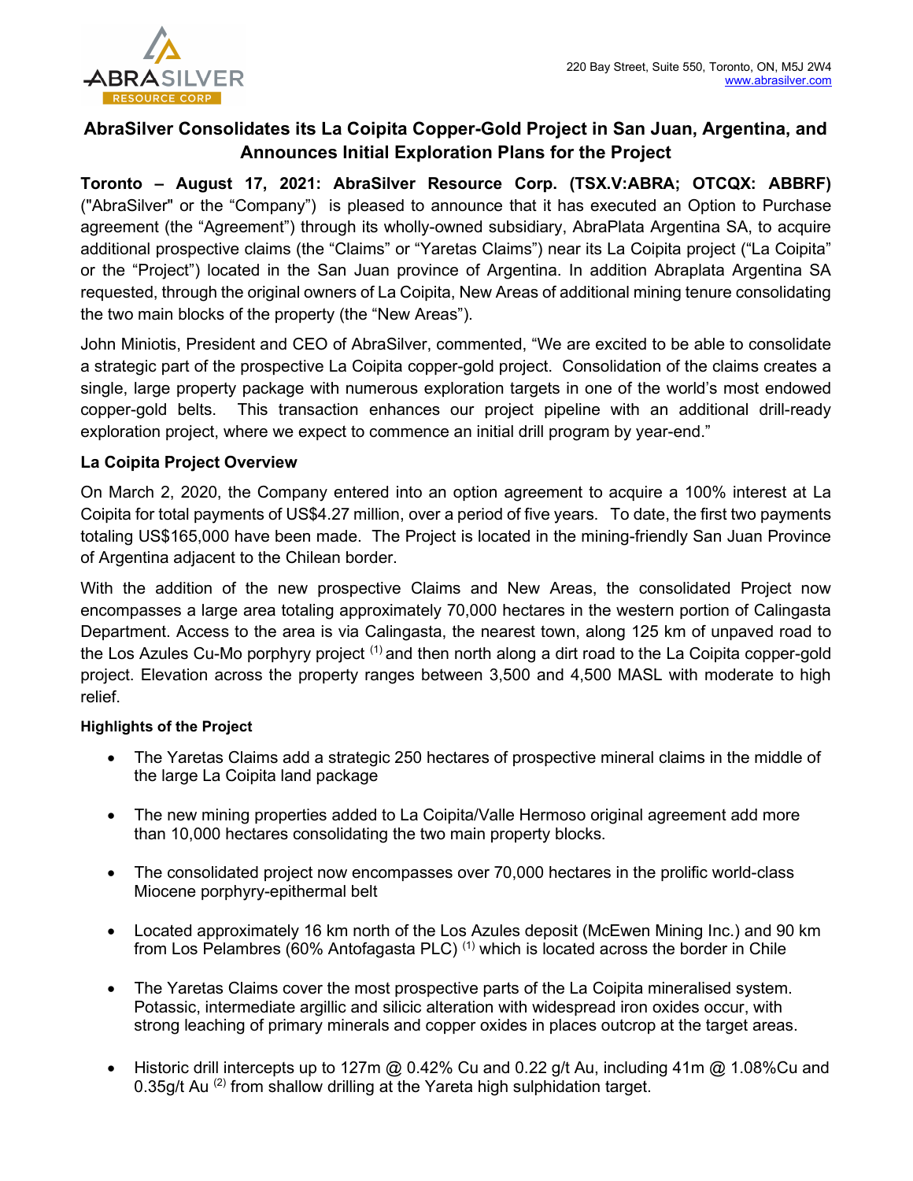220 Bay Street, Suite 550, Toronto, ON, M5J 2W4
www.abrasilver.com

# AbraSilver Consolidates its La Coipita Copper-Gold Project in San Juan, Argentina, and Announces Initial Exploration Plans for the Project

**Toronto – August 17, 2021: AbraSilver Resource Corp. (TSX.V:ABRA; OTCQX: ABBRF)** ("AbraSilver" or the "Company") is pleased to announce that it has executed an Option to Purchase agreement (the "Agreement") through its wholly-owned subsidiary, AbraPlata Argentina SA, to acquire additional prospective claims (the "Claims" or "Yaretas Claims") near its La Coipita project ("La Coipita" or the "Project") located in the San Juan province of Argentina. In addition Abraplata Argentina SA requested, through the original owners of La Coipita, New Areas of additional mining tenure consolidating the two main blocks of the property (the "New Areas").

John Miniotis, President and CEO of AbraSilver, commented, "We are excited to be able to consolidate a strategic part of the prospective La Coipita copper-gold project. Consolidation of the claims creates a single, large property package with numerous exploration targets in one of the world's most endowed copper-gold belts. This transaction enhances our project pipeline with an additional drill-ready exploration project, where we expect to commence an initial drill program by year-end."

## La Coipita Project Overview

On March 2, 2020, the Company entered into an option agreement to acquire a 100% interest at La Coipita for total payments of US$4.27 million, over a period of five years. To date, the first two payments totaling US$165,000 have been made. The Project is located in the mining-friendly San Juan Province of Argentina adjacent to the Chilean border.

With the addition of the new prospective Claims and New Areas, the consolidated Project now encompasses a large area totaling approximately 70,000 hectares in the western portion of Calingasta Department. Access to the area is via Calingasta, the nearest town, along 125 km of unpaved road to the Los Azules Cu-Mo porphyry project [(1)] and then north along a dirt road to the La Coipita copper-gold project. Elevation across the property ranges between 3,500 and 4,500 MASL with moderate to high relief.

### Highlights of the Project

- The Yaretas Claims add a strategic 250 hectares of prospective mineral claims in the middle of the large La Coipita land package
- The new mining properties added to La Coipita/Valle Hermoso original agreement add more than 10,000 hectares consolidating the two main property blocks.
- The consolidated project now encompasses over 70,000 hectares in the prolific world-class Miocene porphyry-epithermal belt
- Located approximately 16 km north of the Los Azules deposit (McEwen Mining Inc.) and 90 km from Los Pelambres (60% Antofagasta PLC) [(1)] which is located across the border in Chile
- The Yaretas Claims cover the most prospective parts of the La Coipita mineralised system. Potassic, intermediate argillic and silicic alteration with widespread iron oxides occur, with strong leaching of primary minerals and copper oxides in places outcrop at the target areas.
- Historic drill intercepts up to 127m @ 0.42% Cu and 0.22 g/t Au, including 41m @ 1.08%Cu and 0.35g/t Au [(2)] from shallow drilling at the Yareta high sulphidation target.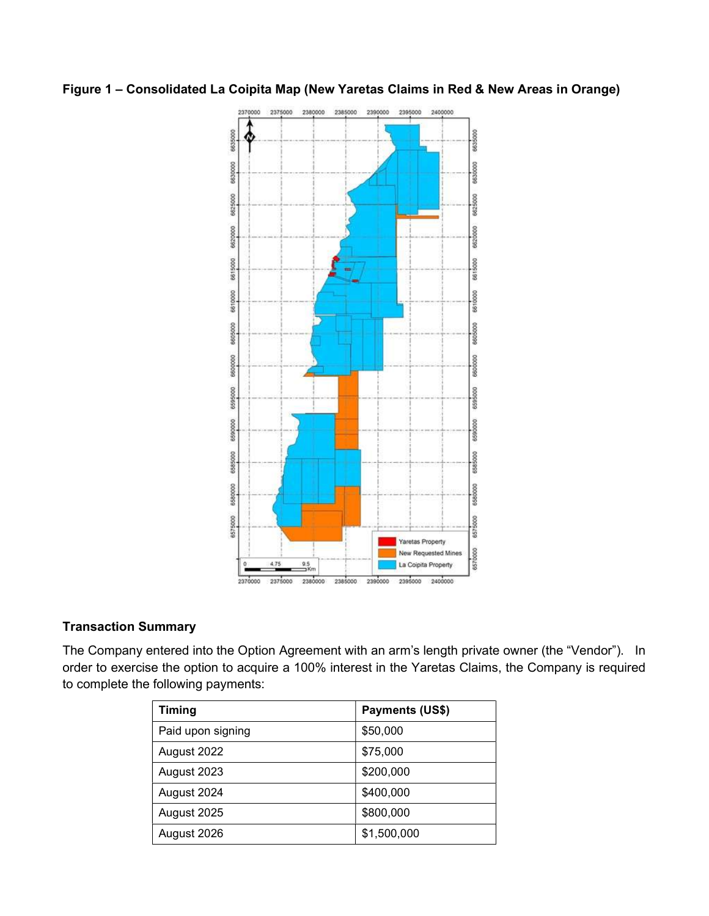**Figure 1 – Consolidated La Coipita Map (New Yaretas Claims in Red & New Areas in Orange)**

## Transaction Summary

The Company entered into the Option Agreement with an arm's length private owner (the "Vendor"). In order to exercise the option to acquire a 100% interest in the Yaretas Claims, the Company is required to complete the following payments:

| Timing | Payments (US$) |
|---|---|
| Paid upon signing | $50,000 |
| August 2022 | $75,000 |
| August 2023 | $200,000 |
| August 2024 | $400,000 |
| August 2025 | $800,000 |
| August 2026 | $1,500,000 |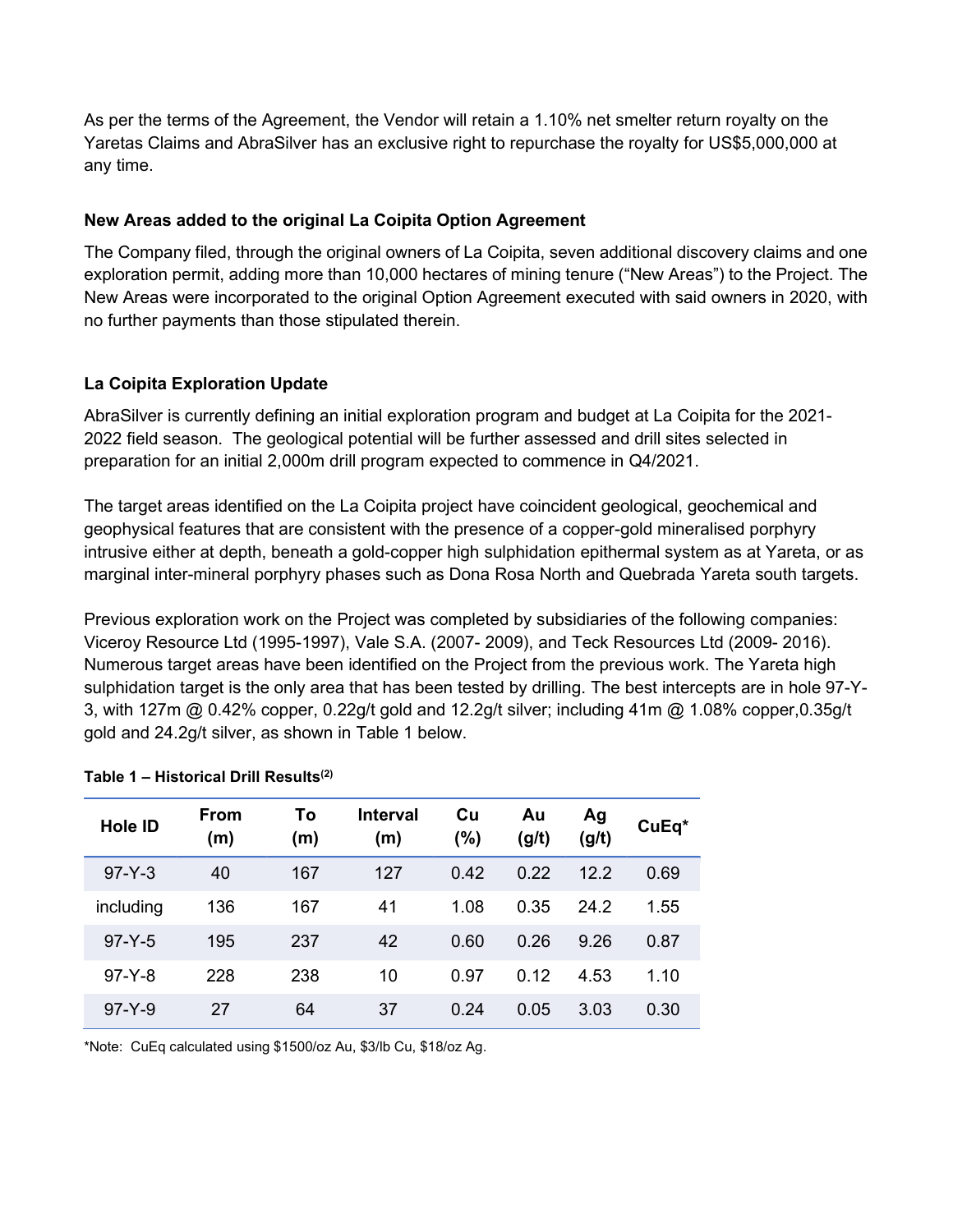As per the terms of the Agreement, the Vendor will retain a 1.10% net smelter return royalty on the Yaretas Claims and AbraSilver has an exclusive right to repurchase the royalty for US$5,000,000 at any time.

**New Areas added to the original La Coipita Option Agreement**

The Company filed, through the original owners of La Coipita, seven additional discovery claims and one exploration permit, adding more than 10,000 hectares of mining tenure ("New Areas") to the Project. The New Areas were incorporated to the original Option Agreement executed with said owners in 2020, with no further payments than those stipulated therein.

**La Coipita Exploration Update**

AbraSilver is currently defining an initial exploration program and budget at La Coipita for the 2021-2022 field season. The geological potential will be further assessed and drill sites selected in preparation for an initial 2,000m drill program expected to commence in Q4/2021.

The target areas identified on the La Coipita project have coincident geological, geochemical and geophysical features that are consistent with the presence of a copper-gold mineralised porphyry intrusive either at depth, beneath a gold-copper high sulphidation epithermal system as at Yareta, or as marginal inter-mineral porphyry phases such as Dona Rosa North and Quebrada Yareta south targets.

Previous exploration work on the Project was completed by subsidiaries of the following companies: Viceroy Resource Ltd (1995-1997), Vale S.A. (2007- 2009), and Teck Resources Ltd (2009- 2016). Numerous target areas have been identified on the Project from the previous work. The Yareta high sulphidation target is the only area that has been tested by drilling. The best intercepts are in hole 97-Y-3, with 127m @ 0.42% copper, 0.22g/t gold and 12.2g/t silver; including 41m @ 1.08% copper,0.35g/t gold and 24.2g/t silver, as shown in Table 1 below.

**Table 1 – Historical Drill Results[(2)]**

| Hole ID | From (m) | To (m) | Interval (m) | Cu (%) | Au (g/t) | Ag (g/t) | CuEq* |
|---|---|---|---|---|---|---|---|
| 97-Y-3 | 40 | 167 | 127 | 0.42 | 0.22 | 12.2 | 0.69 |
| including | 136 | 167 | 41 | 1.08 | 0.35 | 24.2 | 1.55 |
| 97-Y-5 | 195 | 237 | 42 | 0.60 | 0.26 | 9.26 | 0.87 |
| 97-Y-8 | 228 | 238 | 10 | 0.97 | 0.12 | 4.53 | 1.10 |
| 97-Y-9 | 27 | 64 | 37 | 0.24 | 0.05 | 3.03 | 0.30 |

*Note: CuEq calculated using $1500/oz Au, $3/lb Cu, $18/oz Ag.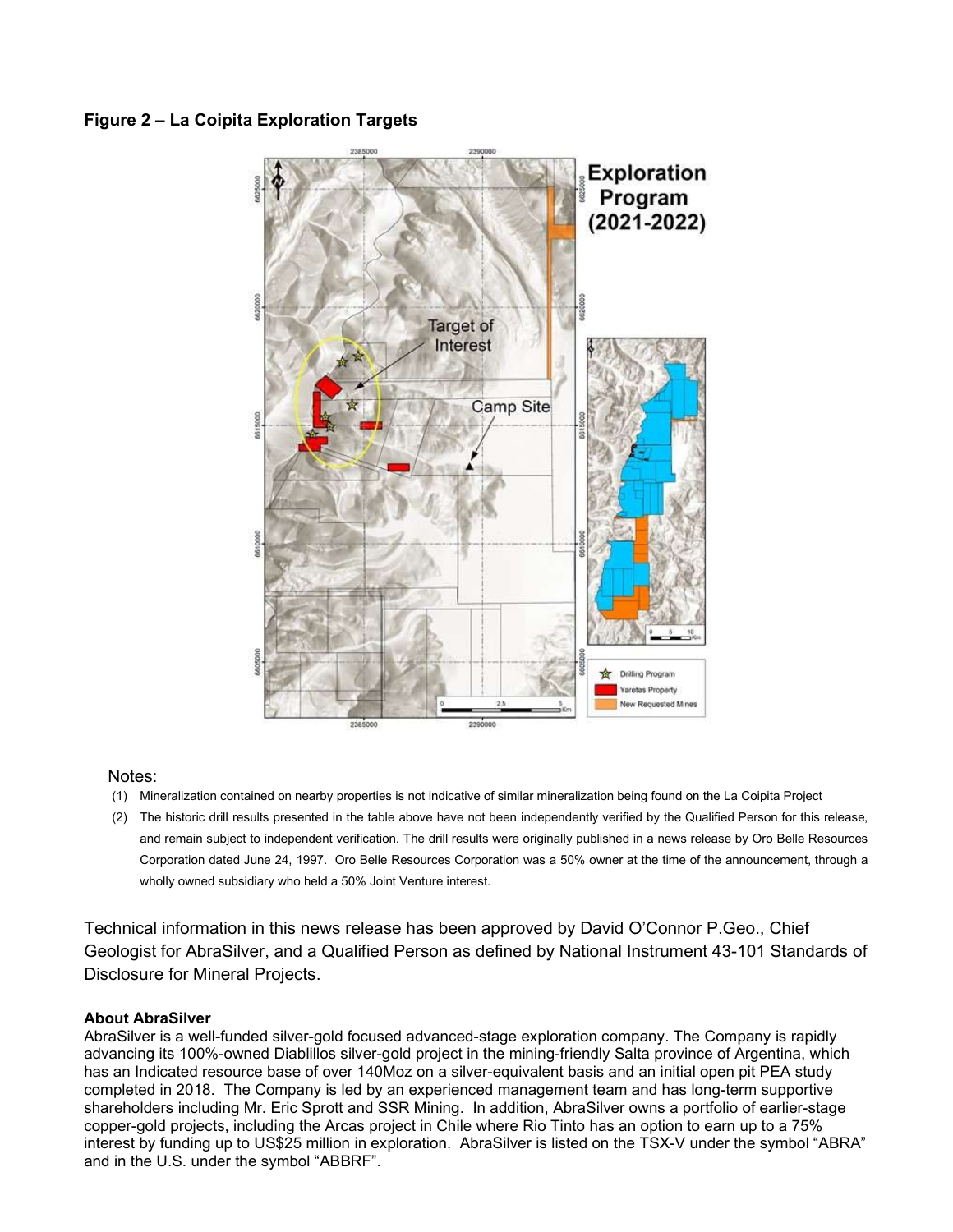**Figure 2 – La Coipita Exploration Targets**

Notes:

(1) Mineralization contained on nearby properties is not indicative of similar mineralization being found on the La Coipita Project

(2) The historic drill results presented in the table above have not been independently verified by the Qualified Person for this release, and remain subject to independent verification. The drill results were originally published in a news release by Oro Belle Resources Corporation dated June 24, 1997. Oro Belle Resources Corporation was a 50% owner at the time of the announcement, through a wholly owned subsidiary who held a 50% Joint Venture interest.

Technical information in this news release has been approved by David O'Connor P.Geo., Chief Geologist for AbraSilver, and a Qualified Person as defined by National Instrument 43-101 Standards of Disclosure for Mineral Projects.

**About AbraSilver**

AbraSilver is a well-funded silver-gold focused advanced-stage exploration company. The Company is rapidly advancing its 100%-owned Diablillos silver-gold project in the mining-friendly Salta province of Argentina, which has an Indicated resource base of over 140Moz on a silver-equivalent basis and an initial open pit PEA study completed in 2018. The Company is led by an experienced management team and has long-term supportive shareholders including Mr. Eric Sprott and SSR Mining. In addition, AbraSilver owns a portfolio of earlier-stage copper-gold projects, including the Arcas project in Chile where Rio Tinto has an option to earn up to a 75% interest by funding up to US$25 million in exploration. AbraSilver is listed on the TSX-V under the symbol "ABRA" and in the U.S. under the symbol "ABBRF".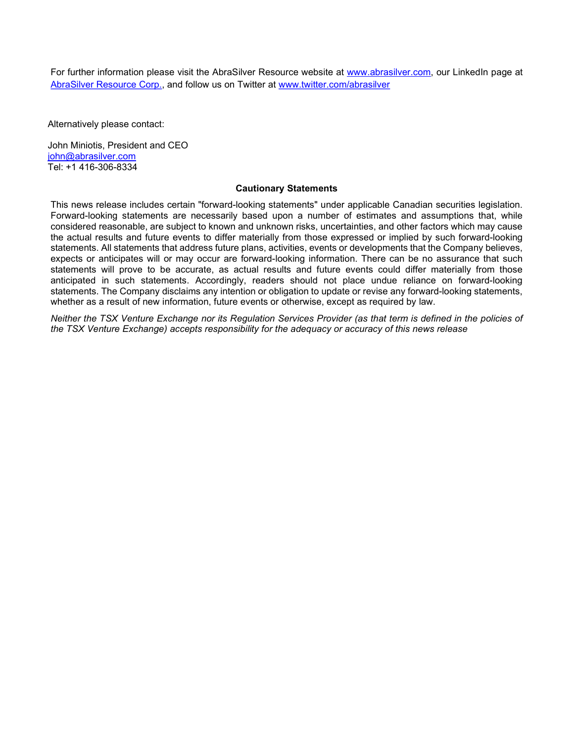For further information please visit the AbraSilver Resource website at [www.abrasilver.com](http://www.abrasilver.com), our LinkedIn page at [AbraSilver Resource Corp.](#), and follow us on Twitter at [www.twitter.com/abrasilver](http://www.twitter.com/abrasilver)

Alternatively please contact:

John Miniotis, President and CEO  
[john@abrasilver.com](mailto:john@abrasilver.com)  
Tel: +1 416-306-8334

**Cautionary Statements**

This news release includes certain "forward-looking statements" under applicable Canadian securities legislation. Forward-looking statements are necessarily based upon a number of estimates and assumptions that, while considered reasonable, are subject to known and unknown risks, uncertainties, and other factors which may cause the actual results and future events to differ materially from those expressed or implied by such forward-looking statements. All statements that address future plans, activities, events or developments that the Company believes, expects or anticipates will or may occur are forward-looking information. There can be no assurance that such statements will prove to be accurate, as actual results and future events could differ materially from those anticipated in such statements. Accordingly, readers should not place undue reliance on forward-looking statements. The Company disclaims any intention or obligation to update or revise any forward-looking statements, whether as a result of new information, future events or otherwise, except as required by law.

*Neither the TSX Venture Exchange nor its Regulation Services Provider (as that term is defined in the policies of the TSX Venture Exchange) accepts responsibility for the adequacy or accuracy of this news release*